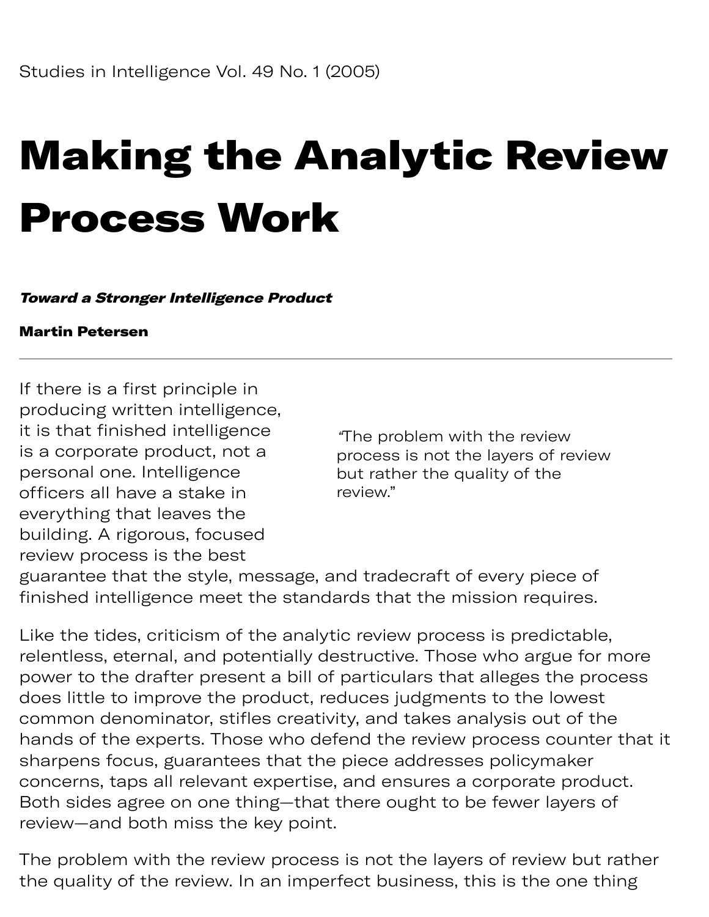Studies in Intelligence Vol. 49 No. 1 (2005)

# Making the Analytic Review Process Work

***Toward a Stronger Intelligence Product***

**Martin Petersen**

---

If there is a first principle in producing written intelligence, it is that finished intelligence is a corporate product, not a personal one. Intelligence officers all have a stake in everything that leaves the building. A rigorous, focused review process is the best guarantee that the style, message, and tradecraft of every piece of finished intelligence meet the standards that the mission requires.

> "The problem with the review process is not the layers of review but rather the quality of the review."

Like the tides, criticism of the analytic review process is predictable, relentless, eternal, and potentially destructive. Those who argue for more power to the drafter present a bill of particulars that alleges the process does little to improve the product, reduces judgments to the lowest common denominator, stifles creativity, and takes analysis out of the hands of the experts. Those who defend the review process counter that it sharpens focus, guarantees that the piece addresses policymaker concerns, taps all relevant expertise, and ensures a corporate product. Both sides agree on one thing—that there ought to be fewer layers of review—and both miss the key point.

The problem with the review process is not the layers of review but rather the quality of the review. In an imperfect business, this is the one thing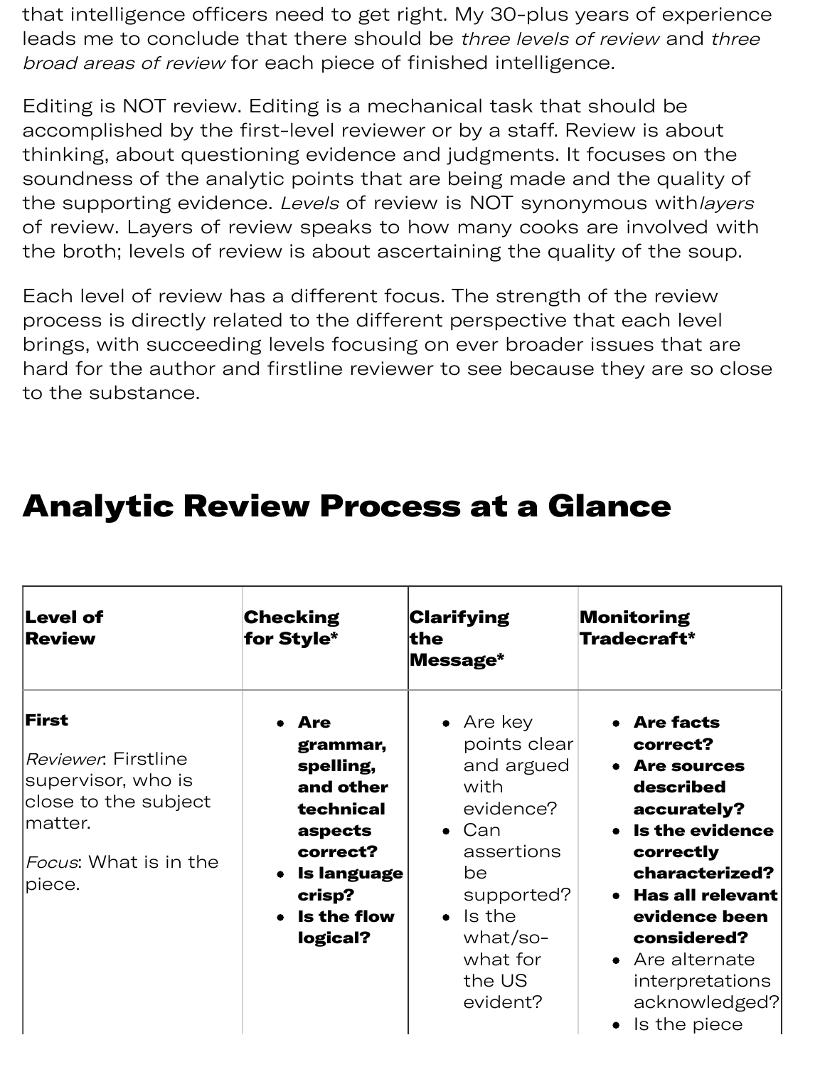that intelligence officers need to get right. My 30-plus years of experience leads me to conclude that there should be *three levels of review* and *three broad areas of review* for each piece of finished intelligence.

Editing is NOT review. Editing is a mechanical task that should be accomplished by the first-level reviewer or by a staff. Review is about thinking, about questioning evidence and judgments. It focuses on the soundness of the analytic points that are being made and the quality of the supporting evidence. *Levels* of review is NOT synonymous with*layers* of review. Layers of review speaks to how many cooks are involved with the broth; levels of review is about ascertaining the quality of the soup.

Each level of review has a different focus. The strength of the review process is directly related to the different perspective that each level brings, with succeeding levels focusing on ever broader issues that are hard for the author and firstline reviewer to see because they are so close to the substance.

# Analytic Review Process at a Glance

| **Level of Review** | **Checking for Style*** | **Clarifying the Message*** | **Monitoring Tradecraft*** |
|---|---|---|---|
| **First**<br><br>*Reviewer*: Firstline supervisor, who is close to the subject matter.<br><br>*Focus*: What is in the piece. | • **Are grammar, spelling, and other technical aspects correct?**<br>• **Is language crisp?**<br>• **Is the flow logical?** | • Are key points clear and argued with evidence?<br>• Can assertions be supported?<br>• Is the what/so-what for the US evident? | • **Are facts correct?**<br>• **Are sources described accurately?**<br>• **Is the evidence correctly characterized?**<br>• **Has all relevant evidence been considered?**<br>• Are alternate interpretations acknowledged?<br>• Is the piece |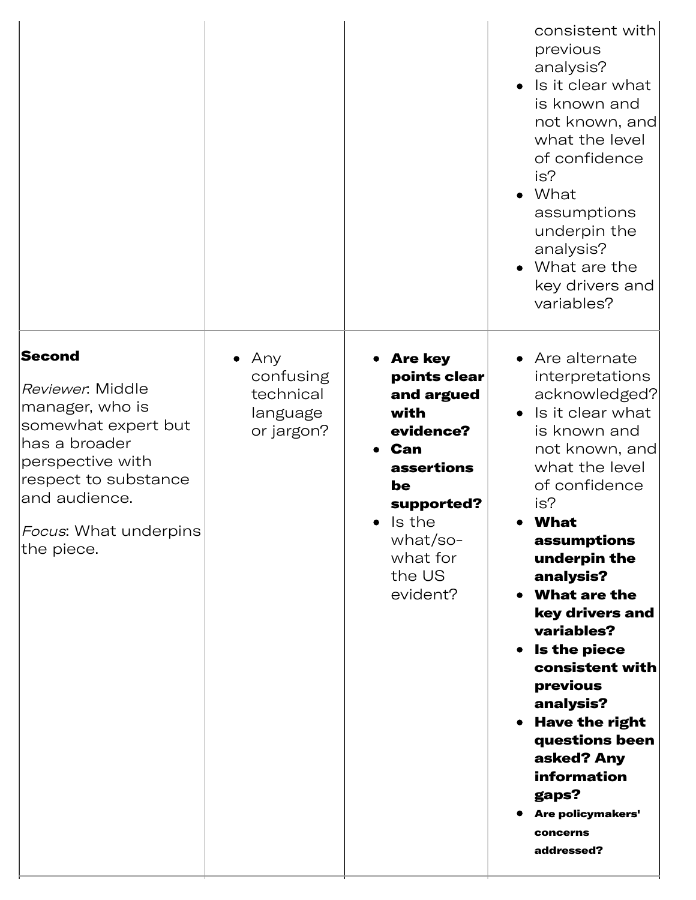| | | | |
|---|---|---|---|
| | | | consistent with previous analysis?<br>• Is it clear what is known and not known, and what the level of confidence is?<br>• What assumptions underpin the analysis?<br>• What are the key drivers and variables? |
| **Second**<br><br>*Reviewer*: Middle manager, who is somewhat expert but has a broader perspective with respect to substance and audience.<br><br>*Focus*: What underpins the piece. | • Any confusing technical language or jargon? | • **Are key points clear and argued with evidence?**<br>• **Can assertions be supported?**<br>• Is the what/so-what for the US evident? | • Are alternate interpretations acknowledged?<br>• Is it clear what is known and not known, and what the level of confidence is?<br>• **What assumptions underpin the analysis?**<br>• **What are the key drivers and variables?**<br>• **Is the piece consistent with previous analysis?**<br>• **Have the right questions been asked? Any information gaps?**<br>• **Are policymakers' concerns addressed?** |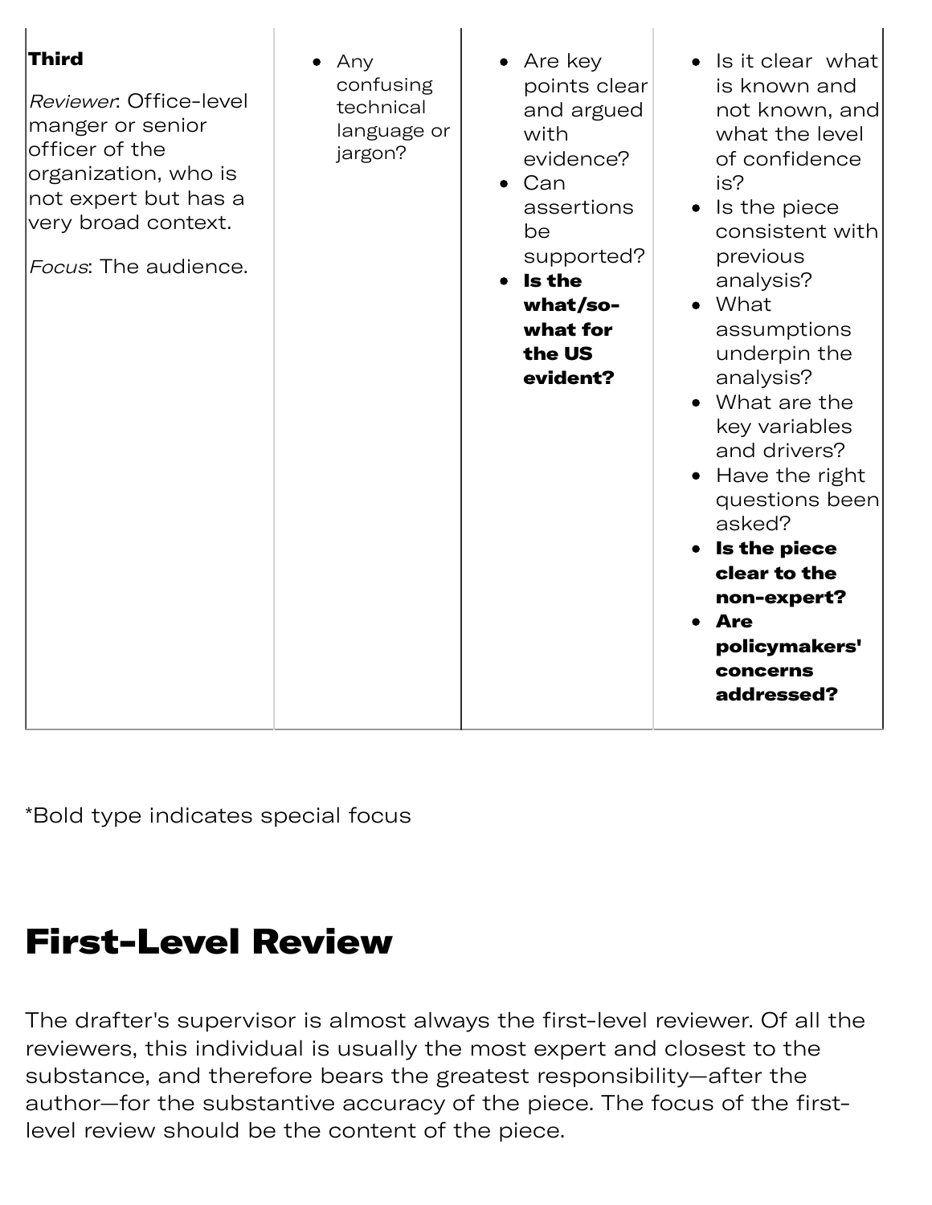| | | | |
|---|---|---|---|
| **Third**<br><br>*Reviewer*: Office-level manger or senior officer of the organization, who is not expert but has a very broad context.<br><br>*Focus*: The audience. | • Any confusing technical language or jargon? | • Are key points clear and argued with evidence?<br>• Can assertions be supported?<br>• **Is the what/so-what for the US evident?** | • Is it clear what is known and not known, and what the level of confidence is?<br>• Is the piece consistent with previous analysis?<br>• What assumptions underpin the analysis?<br>• What are the key variables and drivers?<br>• Have the right questions been asked?<br>• **Is the piece clear to the non-expert?**<br>• **Are policymakers' concerns addressed?** |

*Bold type indicates special focus

## First-Level Review

The drafter's supervisor is almost always the first-level reviewer. Of all the reviewers, this individual is usually the most expert and closest to the substance, and therefore bears the greatest responsibility—after the author—for the substantive accuracy of the piece. The focus of the first-level review should be the content of the piece.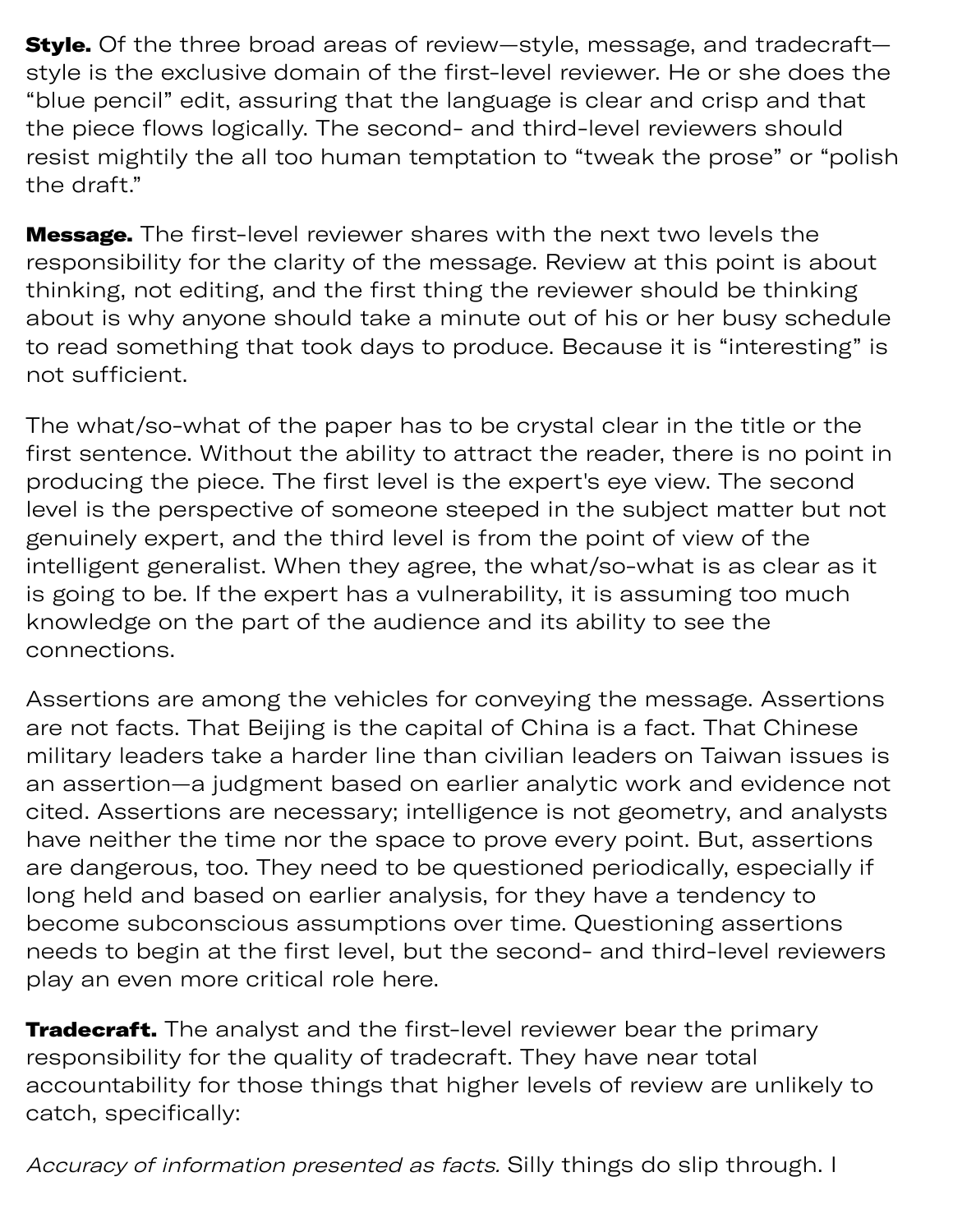**Style.** Of the three broad areas of review—style, message, and tradecraft—style is the exclusive domain of the first-level reviewer. He or she does the "blue pencil" edit, assuring that the language is clear and crisp and that the piece flows logically. The second- and third-level reviewers should resist mightily the all too human temptation to "tweak the prose" or "polish the draft."

**Message.** The first-level reviewer shares with the next two levels the responsibility for the clarity of the message. Review at this point is about thinking, not editing, and the first thing the reviewer should be thinking about is why anyone should take a minute out of his or her busy schedule to read something that took days to produce. Because it is "interesting" is not sufficient.

The what/so-what of the paper has to be crystal clear in the title or the first sentence. Without the ability to attract the reader, there is no point in producing the piece. The first level is the expert's eye view. The second level is the perspective of someone steeped in the subject matter but not genuinely expert, and the third level is from the point of view of the intelligent generalist. When they agree, the what/so-what is as clear as it is going to be. If the expert has a vulnerability, it is assuming too much knowledge on the part of the audience and its ability to see the connections.

Assertions are among the vehicles for conveying the message. Assertions are not facts. That Beijing is the capital of China is a fact. That Chinese military leaders take a harder line than civilian leaders on Taiwan issues is an assertion—a judgment based on earlier analytic work and evidence not cited. Assertions are necessary; intelligence is not geometry, and analysts have neither the time nor the space to prove every point. But, assertions are dangerous, too. They need to be questioned periodically, especially if long held and based on earlier analysis, for they have a tendency to become subconscious assumptions over time. Questioning assertions needs to begin at the first level, but the second- and third-level reviewers play an even more critical role here.

**Tradecraft.** The analyst and the first-level reviewer bear the primary responsibility for the quality of tradecraft. They have near total accountability for those things that higher levels of review are unlikely to catch, specifically:

*Accuracy of information presented as facts.* Silly things do slip through. I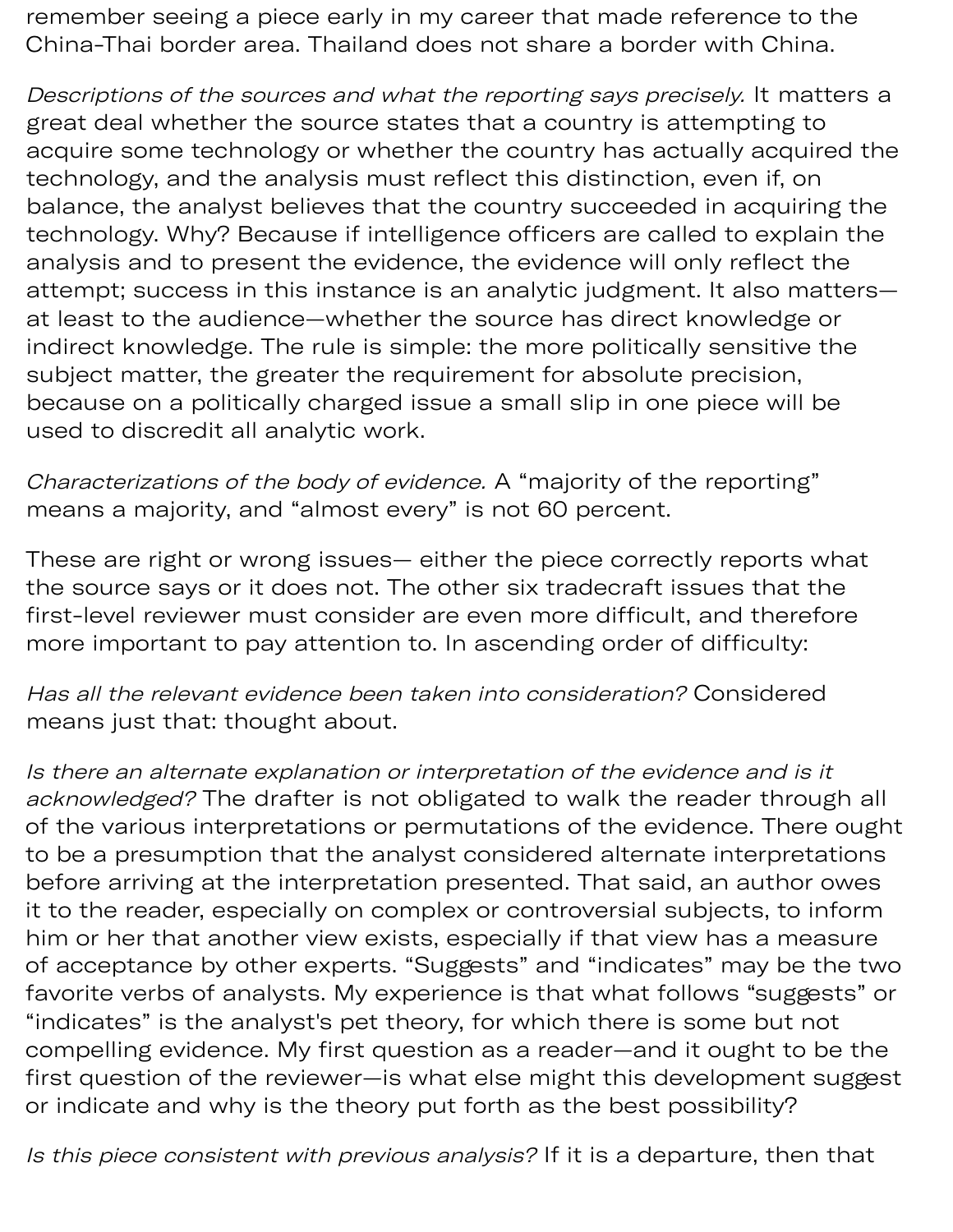remember seeing a piece early in my career that made reference to the China-Thai border area. Thailand does not share a border with China.

*Descriptions of the sources and what the reporting says precisely.* It matters a great deal whether the source states that a country is attempting to acquire some technology or whether the country has actually acquired the technology, and the analysis must reflect this distinction, even if, on balance, the analyst believes that the country succeeded in acquiring the technology. Why? Because if intelligence officers are called to explain the analysis and to present the evidence, the evidence will only reflect the attempt; success in this instance is an analytic judgment. It also matters—at least to the audience—whether the source has direct knowledge or indirect knowledge. The rule is simple: the more politically sensitive the subject matter, the greater the requirement for absolute precision, because on a politically charged issue a small slip in one piece will be used to discredit all analytic work.

*Characterizations of the body of evidence.* A "majority of the reporting" means a majority, and "almost every" is not 60 percent.

These are right or wrong issues— either the piece correctly reports what the source says or it does not. The other six tradecraft issues that the first-level reviewer must consider are even more difficult, and therefore more important to pay attention to. In ascending order of difficulty:

*Has all the relevant evidence been taken into consideration?* Considered means just that: thought about.

*Is there an alternate explanation or interpretation of the evidence and is it acknowledged?* The drafter is not obligated to walk the reader through all of the various interpretations or permutations of the evidence. There ought to be a presumption that the analyst considered alternate interpretations before arriving at the interpretation presented. That said, an author owes it to the reader, especially on complex or controversial subjects, to inform him or her that another view exists, especially if that view has a measure of acceptance by other experts. "Suggests" and "indicates" may be the two favorite verbs of analysts. My experience is that what follows "suggests" or "indicates" is the analyst's pet theory, for which there is some but not compelling evidence. My first question as a reader—and it ought to be the first question of the reviewer—is what else might this development suggest or indicate and why is the theory put forth as the best possibility?

*Is this piece consistent with previous analysis?* If it is a departure, then that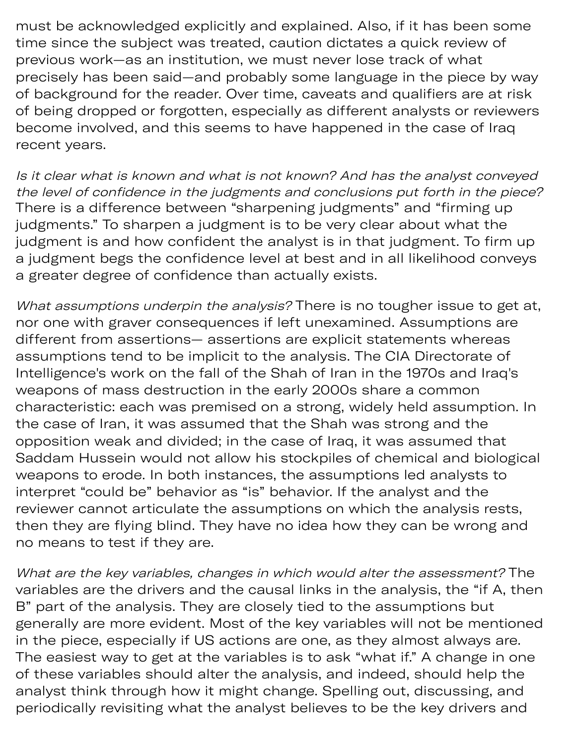must be acknowledged explicitly and explained. Also, if it has been some time since the subject was treated, caution dictates a quick review of previous work—as an institution, we must never lose track of what precisely has been said—and probably some language in the piece by way of background for the reader. Over time, caveats and qualifiers are at risk of being dropped or forgotten, especially as different analysts or reviewers become involved, and this seems to have happened in the case of Iraq recent years.

*Is it clear what is known and what is not known? And has the analyst conveyed the level of confidence in the judgments and conclusions put forth in the piece?* There is a difference between "sharpening judgments" and "firming up judgments." To sharpen a judgment is to be very clear about what the judgment is and how confident the analyst is in that judgment. To firm up a judgment begs the confidence level at best and in all likelihood conveys a greater degree of confidence than actually exists.

*What assumptions underpin the analysis?* There is no tougher issue to get at, nor one with graver consequences if left unexamined. Assumptions are different from assertions— assertions are explicit statements whereas assumptions tend to be implicit to the analysis. The CIA Directorate of Intelligence's work on the fall of the Shah of Iran in the 1970s and Iraq's weapons of mass destruction in the early 2000s share a common characteristic: each was premised on a strong, widely held assumption. In the case of Iran, it was assumed that the Shah was strong and the opposition weak and divided; in the case of Iraq, it was assumed that Saddam Hussein would not allow his stockpiles of chemical and biological weapons to erode. In both instances, the assumptions led analysts to interpret "could be" behavior as "is" behavior. If the analyst and the reviewer cannot articulate the assumptions on which the analysis rests, then they are flying blind. They have no idea how they can be wrong and no means to test if they are.

*What are the key variables, changes in which would alter the assessment?* The variables are the drivers and the causal links in the analysis, the "if A, then B" part of the analysis. They are closely tied to the assumptions but generally are more evident. Most of the key variables will not be mentioned in the piece, especially if US actions are one, as they almost always are. The easiest way to get at the variables is to ask "what if." A change in one of these variables should alter the analysis, and indeed, should help the analyst think through how it might change. Spelling out, discussing, and periodically revisiting what the analyst believes to be the key drivers and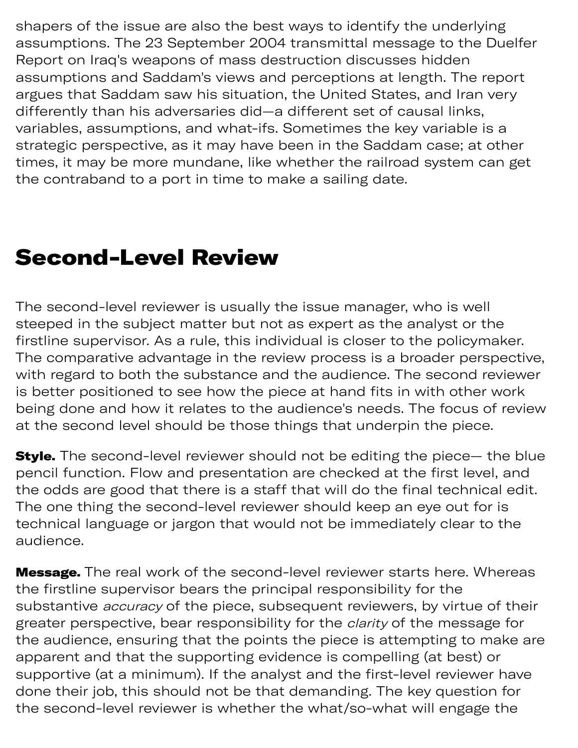shapers of the issue are also the best ways to identify the underlying assumptions. The 23 September 2004 transmittal message to the Duelfer Report on Iraq's weapons of mass destruction discusses hidden assumptions and Saddam's views and perceptions at length. The report argues that Saddam saw his situation, the United States, and Iran very differently than his adversaries did—a different set of causal links, variables, assumptions, and what-ifs. Sometimes the key variable is a strategic perspective, as it may have been in the Saddam case; at other times, it may be more mundane, like whether the railroad system can get the contraband to a port in time to make a sailing date.

## Second-Level Review

The second-level reviewer is usually the issue manager, who is well steeped in the subject matter but not as expert as the analyst or the firstline supervisor. As a rule, this individual is closer to the policymaker. The comparative advantage in the review process is a broader perspective, with regard to both the substance and the audience. The second reviewer is better positioned to see how the piece at hand fits in with other work being done and how it relates to the audience's needs. The focus of review at the second level should be those things that underpin the piece.

**Style.** The second-level reviewer should not be editing the piece— the blue pencil function. Flow and presentation are checked at the first level, and the odds are good that there is a staff that will do the final technical edit. The one thing the second-level reviewer should keep an eye out for is technical language or jargon that would not be immediately clear to the audience.

**Message.** The real work of the second-level reviewer starts here. Whereas the firstline supervisor bears the principal responsibility for the substantive *accuracy* of the piece, subsequent reviewers, by virtue of their greater perspective, bear responsibility for the *clarity* of the message for the audience, ensuring that the points the piece is attempting to make are apparent and that the supporting evidence is compelling (at best) or supportive (at a minimum). If the analyst and the first-level reviewer have done their job, this should not be that demanding. The key question for the second-level reviewer is whether the what/so-what will engage the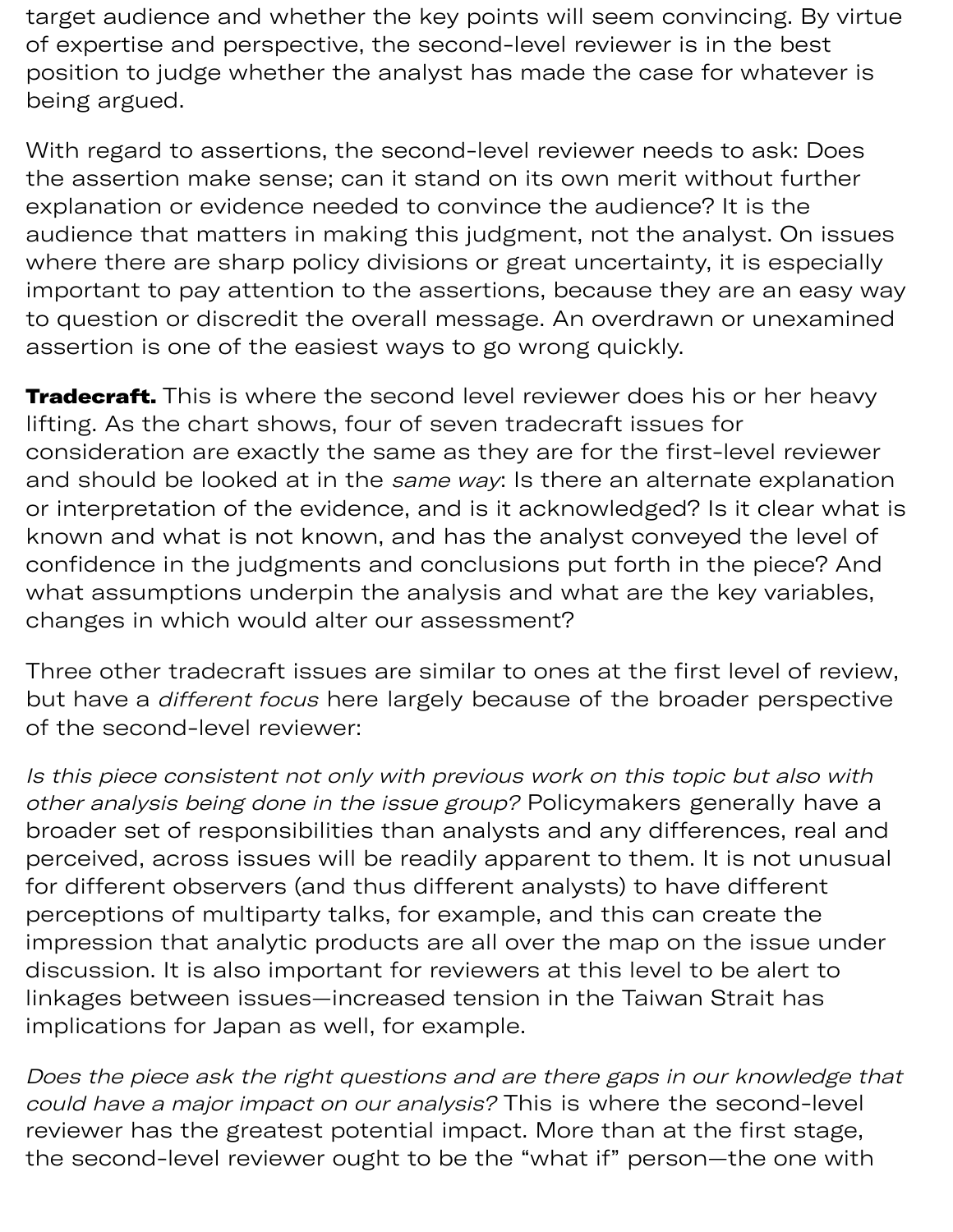target audience and whether the key points will seem convincing. By virtue of expertise and perspective, the second-level reviewer is in the best position to judge whether the analyst has made the case for whatever is being argued.

With regard to assertions, the second-level reviewer needs to ask: Does the assertion make sense; can it stand on its own merit without further explanation or evidence needed to convince the audience? It is the audience that matters in making this judgment, not the analyst. On issues where there are sharp policy divisions or great uncertainty, it is especially important to pay attention to the assertions, because they are an easy way to question or discredit the overall message. An overdrawn or unexamined assertion is one of the easiest ways to go wrong quickly.

**Tradecraft.** This is where the second level reviewer does his or her heavy lifting. As the chart shows, four of seven tradecraft issues for consideration are exactly the same as they are for the first-level reviewer and should be looked at in the *same way*: Is there an alternate explanation or interpretation of the evidence, and is it acknowledged? Is it clear what is known and what is not known, and has the analyst conveyed the level of confidence in the judgments and conclusions put forth in the piece? And what assumptions underpin the analysis and what are the key variables, changes in which would alter our assessment?

Three other tradecraft issues are similar to ones at the first level of review, but have a *different focus* here largely because of the broader perspective of the second-level reviewer:

*Is this piece consistent not only with previous work on this topic but also with other analysis being done in the issue group?* Policymakers generally have a broader set of responsibilities than analysts and any differences, real and perceived, across issues will be readily apparent to them. It is not unusual for different observers (and thus different analysts) to have different perceptions of multiparty talks, for example, and this can create the impression that analytic products are all over the map on the issue under discussion. It is also important for reviewers at this level to be alert to linkages between issues—increased tension in the Taiwan Strait has implications for Japan as well, for example.

*Does the piece ask the right questions and are there gaps in our knowledge that could have a major impact on our analysis?* This is where the second-level reviewer has the greatest potential impact. More than at the first stage, the second-level reviewer ought to be the "what if" person—the one with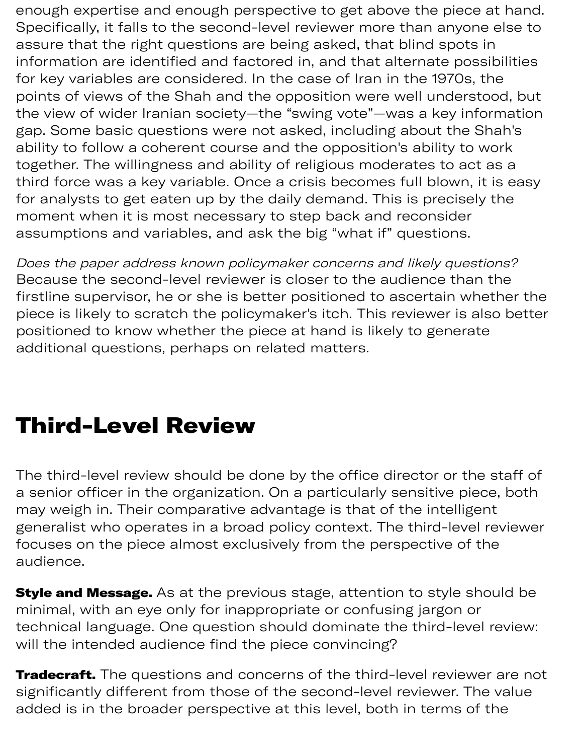enough expertise and enough perspective to get above the piece at hand. Specifically, it falls to the second-level reviewer more than anyone else to assure that the right questions are being asked, that blind spots in information are identified and factored in, and that alternate possibilities for key variables are considered. In the case of Iran in the 1970s, the points of views of the Shah and the opposition were well understood, but the view of wider Iranian society—the "swing vote"—was a key information gap. Some basic questions were not asked, including about the Shah's ability to follow a coherent course and the opposition's ability to work together. The willingness and ability of religious moderates to act as a third force was a key variable. Once a crisis becomes full blown, it is easy for analysts to get eaten up by the daily demand. This is precisely the moment when it is most necessary to step back and reconsider assumptions and variables, and ask the big "what if" questions.

*Does the paper address known policymaker concerns and likely questions?* Because the second-level reviewer is closer to the audience than the firstline supervisor, he or she is better positioned to ascertain whether the piece is likely to scratch the policymaker's itch. This reviewer is also better positioned to know whether the piece at hand is likely to generate additional questions, perhaps on related matters.

## Third-Level Review

The third-level review should be done by the office director or the staff of a senior officer in the organization. On a particularly sensitive piece, both may weigh in. Their comparative advantage is that of the intelligent generalist who operates in a broad policy context. The third-level reviewer focuses on the piece almost exclusively from the perspective of the audience.

**Style and Message.** As at the previous stage, attention to style should be minimal, with an eye only for inappropriate or confusing jargon or technical language. One question should dominate the third-level review: will the intended audience find the piece convincing?

**Tradecraft.** The questions and concerns of the third-level reviewer are not significantly different from those of the second-level reviewer. The value added is in the broader perspective at this level, both in terms of the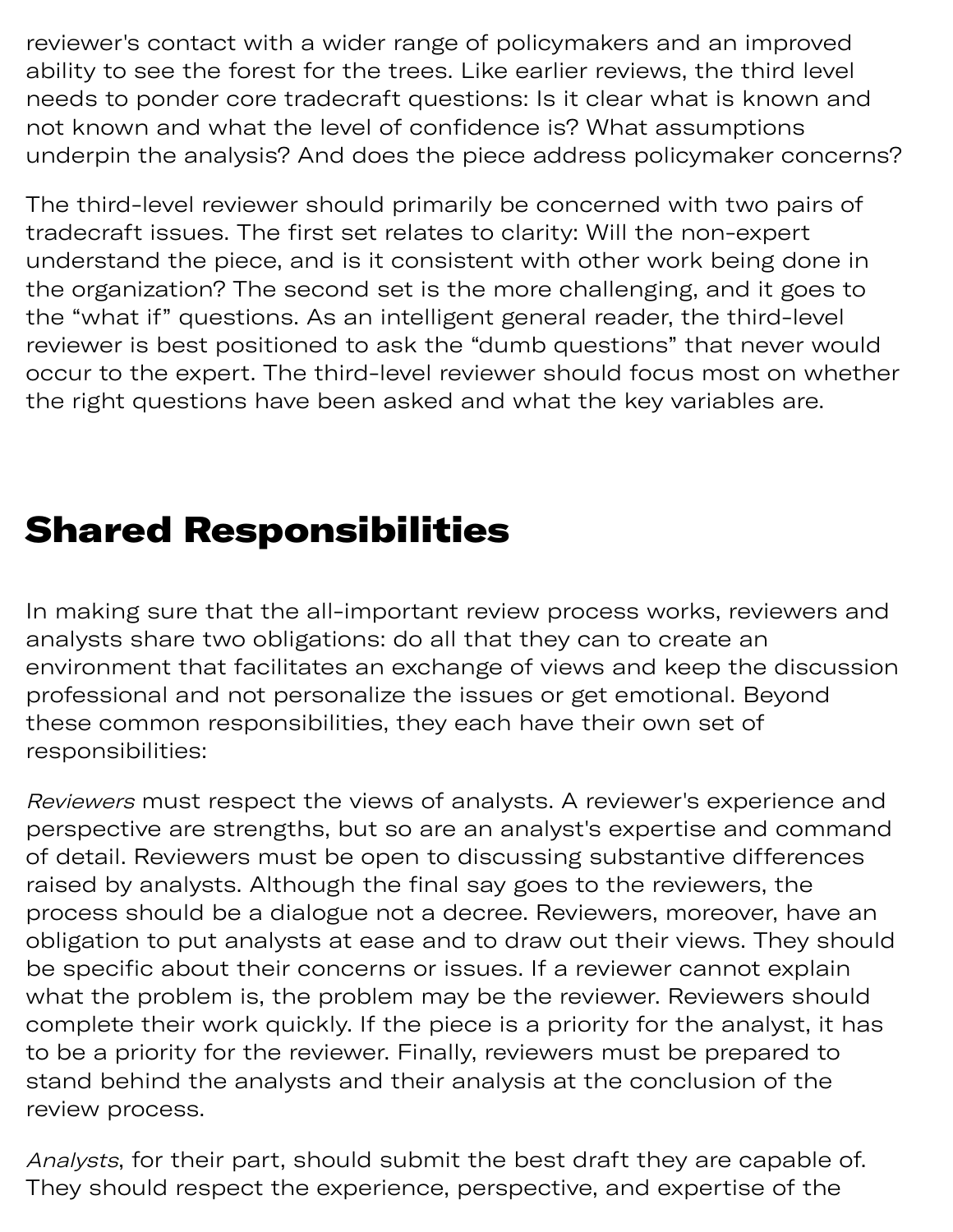reviewer's contact with a wider range of policymakers and an improved ability to see the forest for the trees. Like earlier reviews, the third level needs to ponder core tradecraft questions: Is it clear what is known and not known and what the level of confidence is? What assumptions underpin the analysis? And does the piece address policymaker concerns?

The third-level reviewer should primarily be concerned with two pairs of tradecraft issues. The first set relates to clarity: Will the non-expert understand the piece, and is it consistent with other work being done in the organization? The second set is the more challenging, and it goes to the "what if" questions. As an intelligent general reader, the third-level reviewer is best positioned to ask the "dumb questions" that never would occur to the expert. The third-level reviewer should focus most on whether the right questions have been asked and what the key variables are.

## Shared Responsibilities

In making sure that the all-important review process works, reviewers and analysts share two obligations: do all that they can to create an environment that facilitates an exchange of views and keep the discussion professional and not personalize the issues or get emotional. Beyond these common responsibilities, they each have their own set of responsibilities:

*Reviewers* must respect the views of analysts. A reviewer's experience and perspective are strengths, but so are an analyst's expertise and command of detail. Reviewers must be open to discussing substantive differences raised by analysts. Although the final say goes to the reviewers, the process should be a dialogue not a decree. Reviewers, moreover, have an obligation to put analysts at ease and to draw out their views. They should be specific about their concerns or issues. If a reviewer cannot explain what the problem is, the problem may be the reviewer. Reviewers should complete their work quickly. If the piece is a priority for the analyst, it has to be a priority for the reviewer. Finally, reviewers must be prepared to stand behind the analysts and their analysis at the conclusion of the review process.

*Analysts*, for their part, should submit the best draft they are capable of. They should respect the experience, perspective, and expertise of the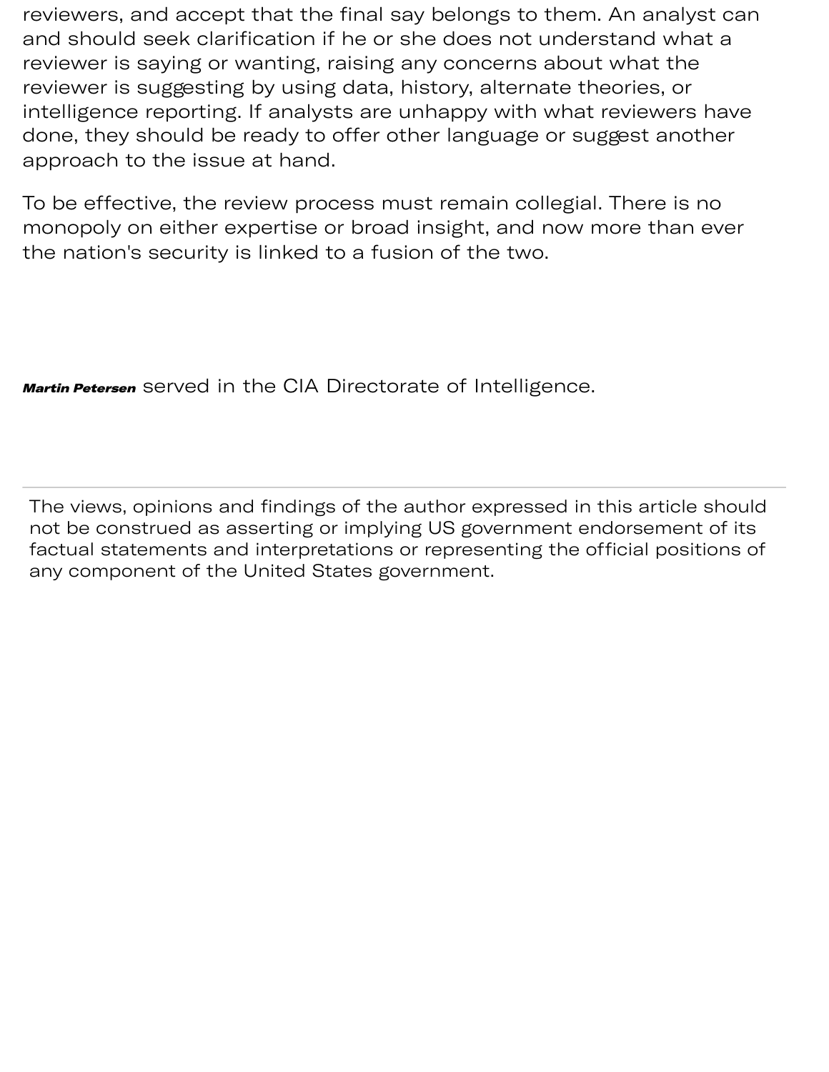reviewers, and accept that the final say belongs to them. An analyst can and should seek clarification if he or she does not understand what a reviewer is saying or wanting, raising any concerns about what the reviewer is suggesting by using data, history, alternate theories, or intelligence reporting. If analysts are unhappy with what reviewers have done, they should be ready to offer other language or suggest another approach to the issue at hand.

To be effective, the review process must remain collegial. There is no monopoly on either expertise or broad insight, and now more than ever the nation's security is linked to a fusion of the two.

***Martin Petersen*** served in the CIA Directorate of Intelligence.

---

The views, opinions and findings of the author expressed in this article should not be construed as asserting or implying US government endorsement of its factual statements and interpretations or representing the official positions of any component of the United States government.